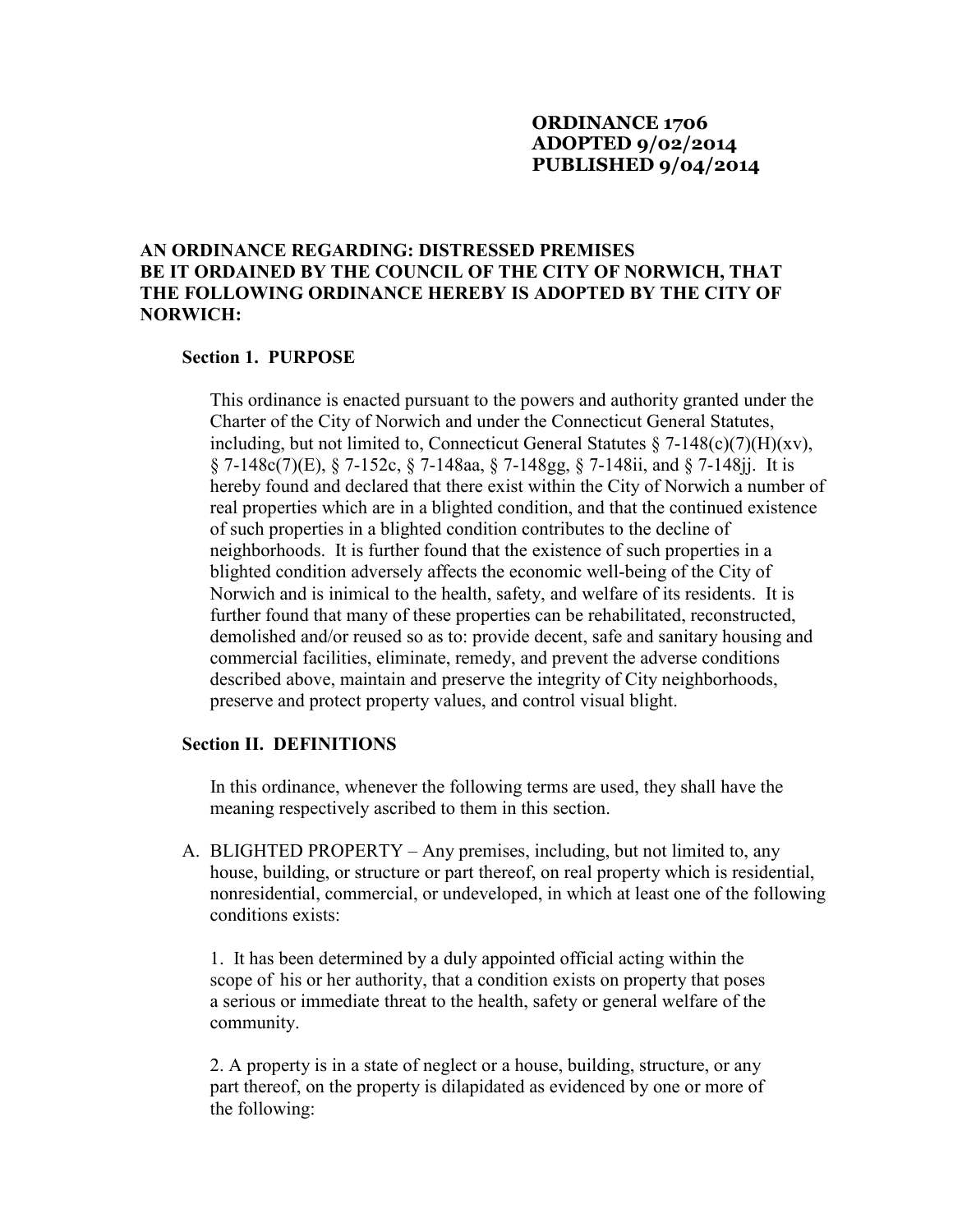**ORDINANCE 1706**
**ADOPTED 9/02/2014**
**PUBLISHED 9/04/2014**

**AN ORDINANCE REGARDING: DISTRESSED PREMISES**
**BE IT ORDAINED BY THE COUNCIL OF THE CITY OF NORWICH, THAT THE FOLLOWING ORDINANCE HEREBY IS ADOPTED BY THE CITY OF NORWICH:**

## Section 1. PURPOSE

This ordinance is enacted pursuant to the powers and authority granted under the Charter of the City of Norwich and under the Connecticut General Statutes, including, but not limited to, Connecticut General Statutes § 7-148(c)(7)(H)(xv), § 7-148c(7)(E), § 7-152c, § 7-148aa, § 7-148gg, § 7-148ii, and § 7-148jj. It is hereby found and declared that there exist within the City of Norwich a number of real properties which are in a blighted condition, and that the continued existence of such properties in a blighted condition contributes to the decline of neighborhoods. It is further found that the existence of such properties in a blighted condition adversely affects the economic well-being of the City of Norwich and is inimical to the health, safety, and welfare of its residents. It is further found that many of these properties can be rehabilitated, reconstructed, demolished and/or reused so as to: provide decent, safe and sanitary housing and commercial facilities, eliminate, remedy, and prevent the adverse conditions described above, maintain and preserve the integrity of City neighborhoods, preserve and protect property values, and control visual blight.

## Section II. DEFINITIONS

In this ordinance, whenever the following terms are used, they shall have the meaning respectively ascribed to them in this section.

A. BLIGHTED PROPERTY – Any premises, including, but not limited to, any house, building, or structure or part thereof, on real property which is residential, nonresidential, commercial, or undeveloped, in which at least one of the following conditions exists:

1. It has been determined by a duly appointed official acting within the scope of his or her authority, that a condition exists on property that poses a serious or immediate threat to the health, safety or general welfare of the community.

2. A property is in a state of neglect or a house, building, structure, or any part thereof, on the property is dilapidated as evidenced by one or more of the following: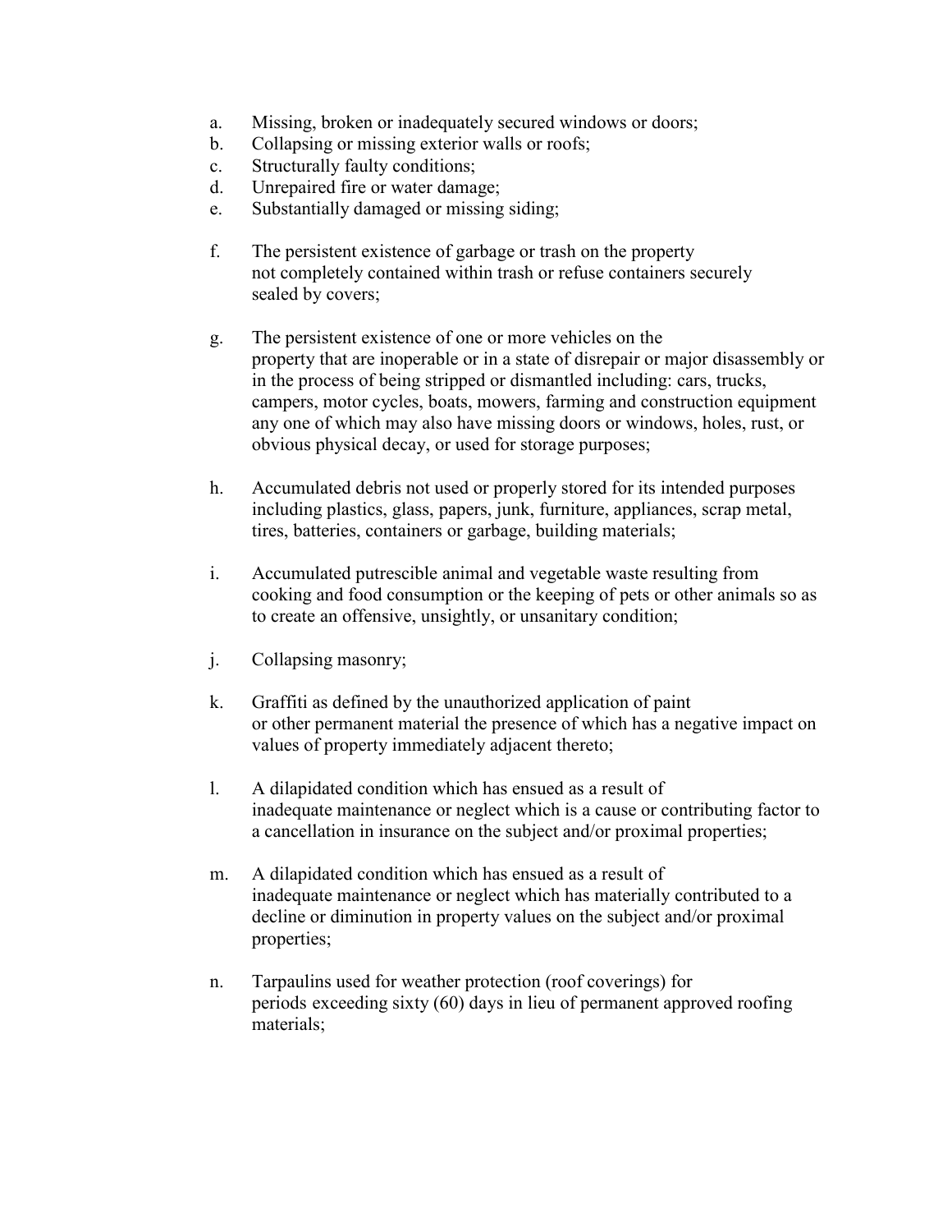a. Missing, broken or inadequately secured windows or doors;
b. Collapsing or missing exterior walls or roofs;
c. Structurally faulty conditions;
d. Unrepaired fire or water damage;
e. Substantially damaged or missing siding;

f. The persistent existence of garbage or trash on the property not completely contained within trash or refuse containers securely sealed by covers;

g. The persistent existence of one or more vehicles on the property that are inoperable or in a state of disrepair or major disassembly or in the process of being stripped or dismantled including: cars, trucks, campers, motor cycles, boats, mowers, farming and construction equipment any one of which may also have missing doors or windows, holes, rust, or obvious physical decay, or used for storage purposes;

h. Accumulated debris not used or properly stored for its intended purposes including plastics, glass, papers, junk, furniture, appliances, scrap metal, tires, batteries, containers or garbage, building materials;

i. Accumulated putrescible animal and vegetable waste resulting from cooking and food consumption or the keeping of pets or other animals so as to create an offensive, unsightly, or unsanitary condition;

j. Collapsing masonry;

k. Graffiti as defined by the unauthorized application of paint or other permanent material the presence of which has a negative impact on values of property immediately adjacent thereto;

l. A dilapidated condition which has ensued as a result of inadequate maintenance or neglect which is a cause or contributing factor to a cancellation in insurance on the subject and/or proximal properties;

m. A dilapidated condition which has ensued as a result of inadequate maintenance or neglect which has materially contributed to a decline or diminution in property values on the subject and/or proximal properties;

n. Tarpaulins used for weather protection (roof coverings) for periods exceeding sixty (60) days in lieu of permanent approved roofing materials;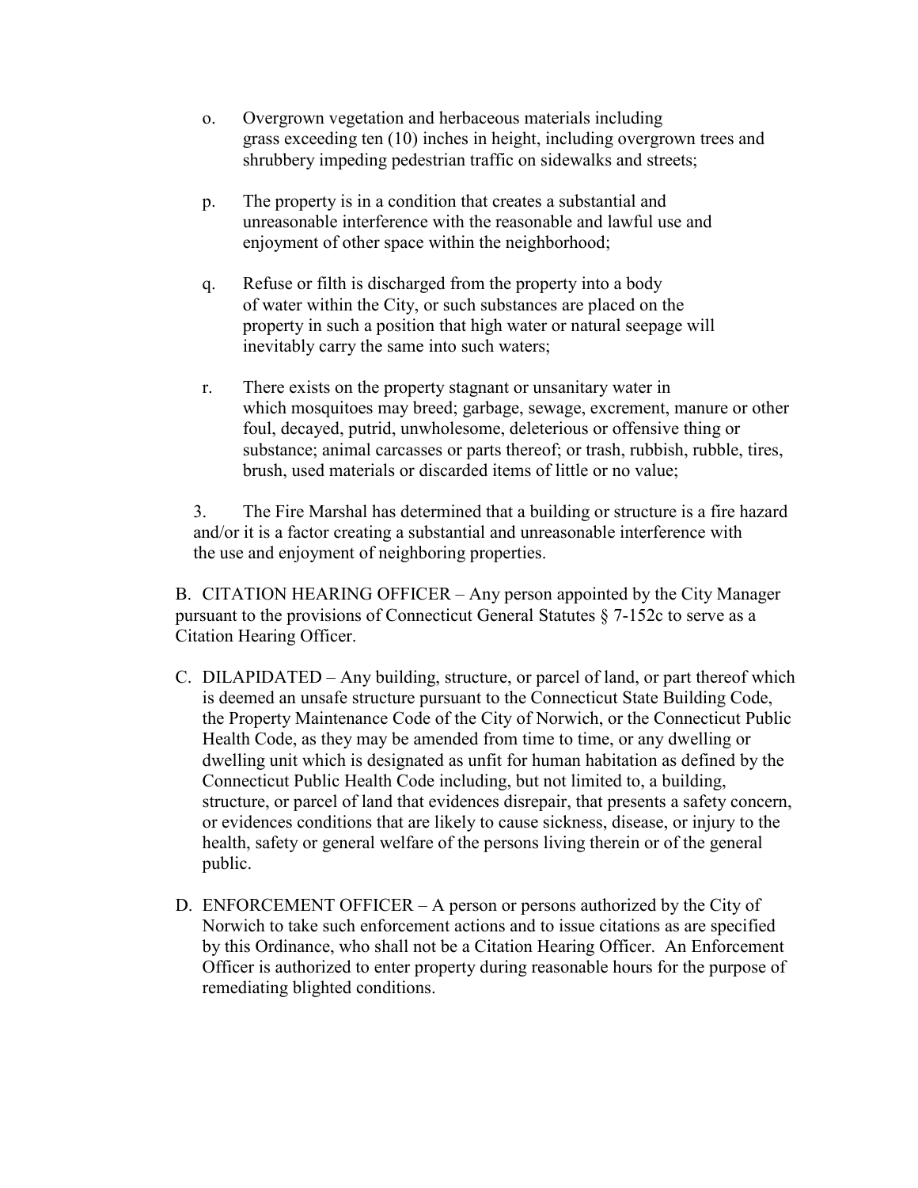o. Overgrown vegetation and herbaceous materials including grass exceeding ten (10) inches in height, including overgrown trees and shrubbery impeding pedestrian traffic on sidewalks and streets;

p. The property is in a condition that creates a substantial and unreasonable interference with the reasonable and lawful use and enjoyment of other space within the neighborhood;

q. Refuse or filth is discharged from the property into a body of water within the City, or such substances are placed on the property in such a position that high water or natural seepage will inevitably carry the same into such waters;

r. There exists on the property stagnant or unsanitary water in which mosquitoes may breed; garbage, sewage, excrement, manure or other foul, decayed, putrid, unwholesome, deleterious or offensive thing or substance; animal carcasses or parts thereof; or trash, rubbish, rubble, tires, brush, used materials or discarded items of little or no value;

3. The Fire Marshal has determined that a building or structure is a fire hazard and/or it is a factor creating a substantial and unreasonable interference with the use and enjoyment of neighboring properties.

B. CITATION HEARING OFFICER – Any person appointed by the City Manager pursuant to the provisions of Connecticut General Statutes § 7-152c to serve as a Citation Hearing Officer.

C. DILAPIDATED – Any building, structure, or parcel of land, or part thereof which is deemed an unsafe structure pursuant to the Connecticut State Building Code, the Property Maintenance Code of the City of Norwich, or the Connecticut Public Health Code, as they may be amended from time to time, or any dwelling or dwelling unit which is designated as unfit for human habitation as defined by the Connecticut Public Health Code including, but not limited to, a building, structure, or parcel of land that evidences disrepair, that presents a safety concern, or evidences conditions that are likely to cause sickness, disease, or injury to the health, safety or general welfare of the persons living therein or of the general public.

D. ENFORCEMENT OFFICER – A person or persons authorized by the City of Norwich to take such enforcement actions and to issue citations as are specified by this Ordinance, who shall not be a Citation Hearing Officer. An Enforcement Officer is authorized to enter property during reasonable hours for the purpose of remediating blighted conditions.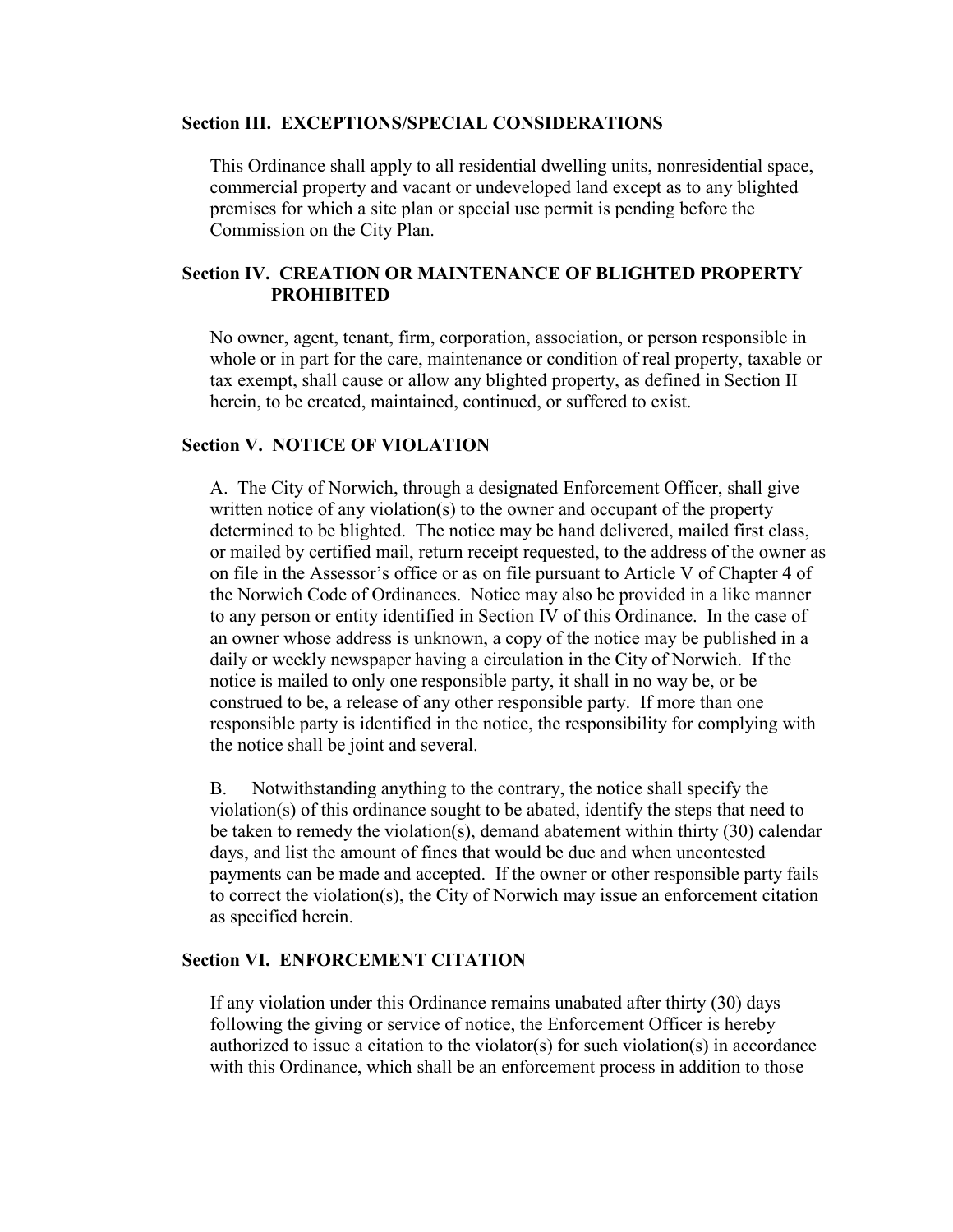## Section III. EXCEPTIONS/SPECIAL CONSIDERATIONS

This Ordinance shall apply to all residential dwelling units, nonresidential space, commercial property and vacant or undeveloped land except as to any blighted premises for which a site plan or special use permit is pending before the Commission on the City Plan.

## Section IV. CREATION OR MAINTENANCE OF BLIGHTED PROPERTY PROHIBITED

No owner, agent, tenant, firm, corporation, association, or person responsible in whole or in part for the care, maintenance or condition of real property, taxable or tax exempt, shall cause or allow any blighted property, as defined in Section II herein, to be created, maintained, continued, or suffered to exist.

## Section V. NOTICE OF VIOLATION

A. The City of Norwich, through a designated Enforcement Officer, shall give written notice of any violation(s) to the owner and occupant of the property determined to be blighted. The notice may be hand delivered, mailed first class, or mailed by certified mail, return receipt requested, to the address of the owner as on file in the Assessor's office or as on file pursuant to Article V of Chapter 4 of the Norwich Code of Ordinances. Notice may also be provided in a like manner to any person or entity identified in Section IV of this Ordinance. In the case of an owner whose address is unknown, a copy of the notice may be published in a daily or weekly newspaper having a circulation in the City of Norwich. If the notice is mailed to only one responsible party, it shall in no way be, or be construed to be, a release of any other responsible party. If more than one responsible party is identified in the notice, the responsibility for complying with the notice shall be joint and several.

B. Notwithstanding anything to the contrary, the notice shall specify the violation(s) of this ordinance sought to be abated, identify the steps that need to be taken to remedy the violation(s), demand abatement within thirty (30) calendar days, and list the amount of fines that would be due and when uncontested payments can be made and accepted. If the owner or other responsible party fails to correct the violation(s), the City of Norwich may issue an enforcement citation as specified herein.

## Section VI. ENFORCEMENT CITATION

If any violation under this Ordinance remains unabated after thirty (30) days following the giving or service of notice, the Enforcement Officer is hereby authorized to issue a citation to the violator(s) for such violation(s) in accordance with this Ordinance, which shall be an enforcement process in addition to those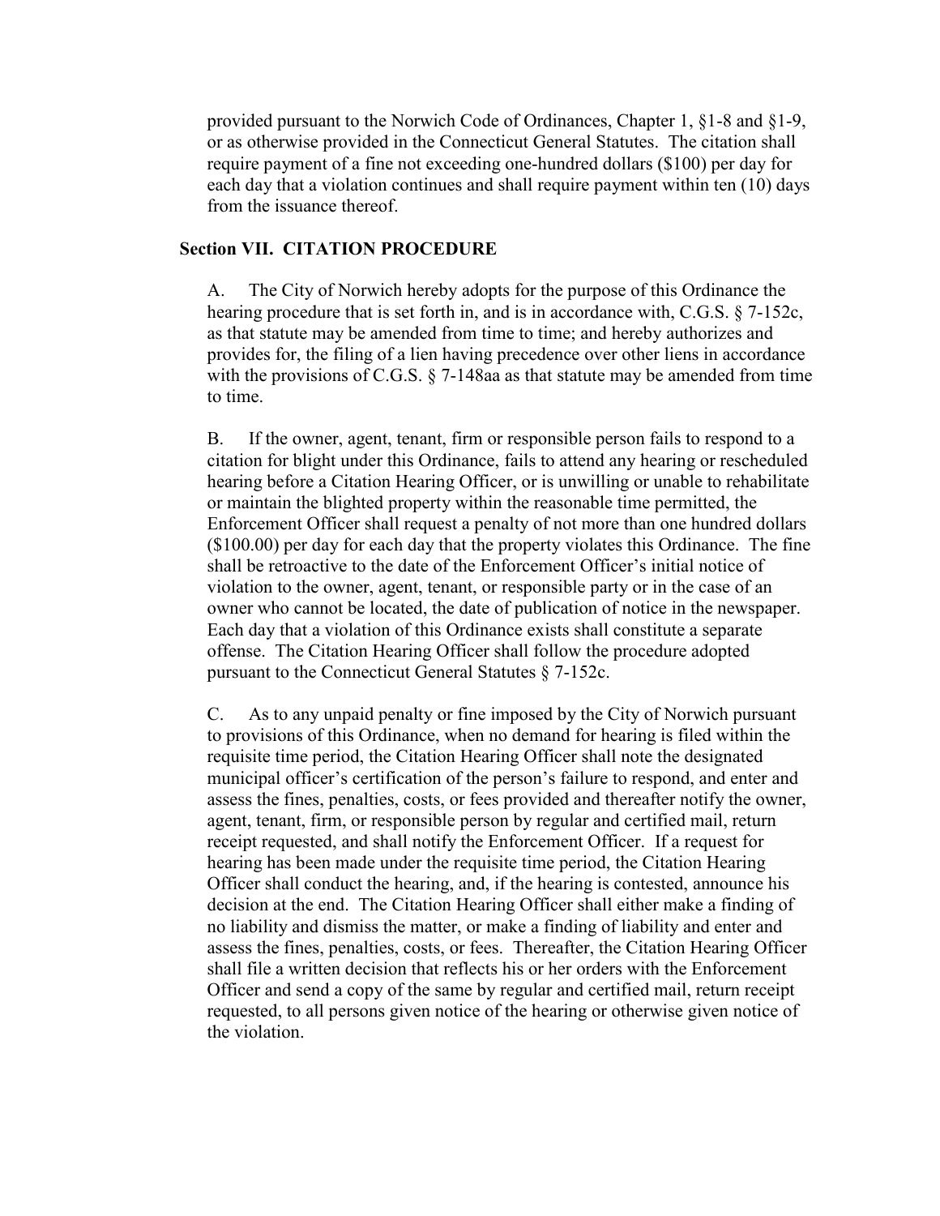provided pursuant to the Norwich Code of Ordinances, Chapter 1, §1-8 and §1-9, or as otherwise provided in the Connecticut General Statutes. The citation shall require payment of a fine not exceeding one-hundred dollars ($100) per day for each day that a violation continues and shall require payment within ten (10) days from the issuance thereof.

### Section VII. CITATION PROCEDURE

A. The City of Norwich hereby adopts for the purpose of this Ordinance the hearing procedure that is set forth in, and is in accordance with, C.G.S. § 7-152c, as that statute may be amended from time to time; and hereby authorizes and provides for, the filing of a lien having precedence over other liens in accordance with the provisions of C.G.S. § 7-148aa as that statute may be amended from time to time.

B. If the owner, agent, tenant, firm or responsible person fails to respond to a citation for blight under this Ordinance, fails to attend any hearing or rescheduled hearing before a Citation Hearing Officer, or is unwilling or unable to rehabilitate or maintain the blighted property within the reasonable time permitted, the Enforcement Officer shall request a penalty of not more than one hundred dollars ($100.00) per day for each day that the property violates this Ordinance. The fine shall be retroactive to the date of the Enforcement Officer's initial notice of violation to the owner, agent, tenant, or responsible party or in the case of an owner who cannot be located, the date of publication of notice in the newspaper. Each day that a violation of this Ordinance exists shall constitute a separate offense. The Citation Hearing Officer shall follow the procedure adopted pursuant to the Connecticut General Statutes § 7-152c.

C. As to any unpaid penalty or fine imposed by the City of Norwich pursuant to provisions of this Ordinance, when no demand for hearing is filed within the requisite time period, the Citation Hearing Officer shall note the designated municipal officer's certification of the person's failure to respond, and enter and assess the fines, penalties, costs, or fees provided and thereafter notify the owner, agent, tenant, firm, or responsible person by regular and certified mail, return receipt requested, and shall notify the Enforcement Officer. If a request for hearing has been made under the requisite time period, the Citation Hearing Officer shall conduct the hearing, and, if the hearing is contested, announce his decision at the end. The Citation Hearing Officer shall either make a finding of no liability and dismiss the matter, or make a finding of liability and enter and assess the fines, penalties, costs, or fees. Thereafter, the Citation Hearing Officer shall file a written decision that reflects his or her orders with the Enforcement Officer and send a copy of the same by regular and certified mail, return receipt requested, to all persons given notice of the hearing or otherwise given notice of the violation.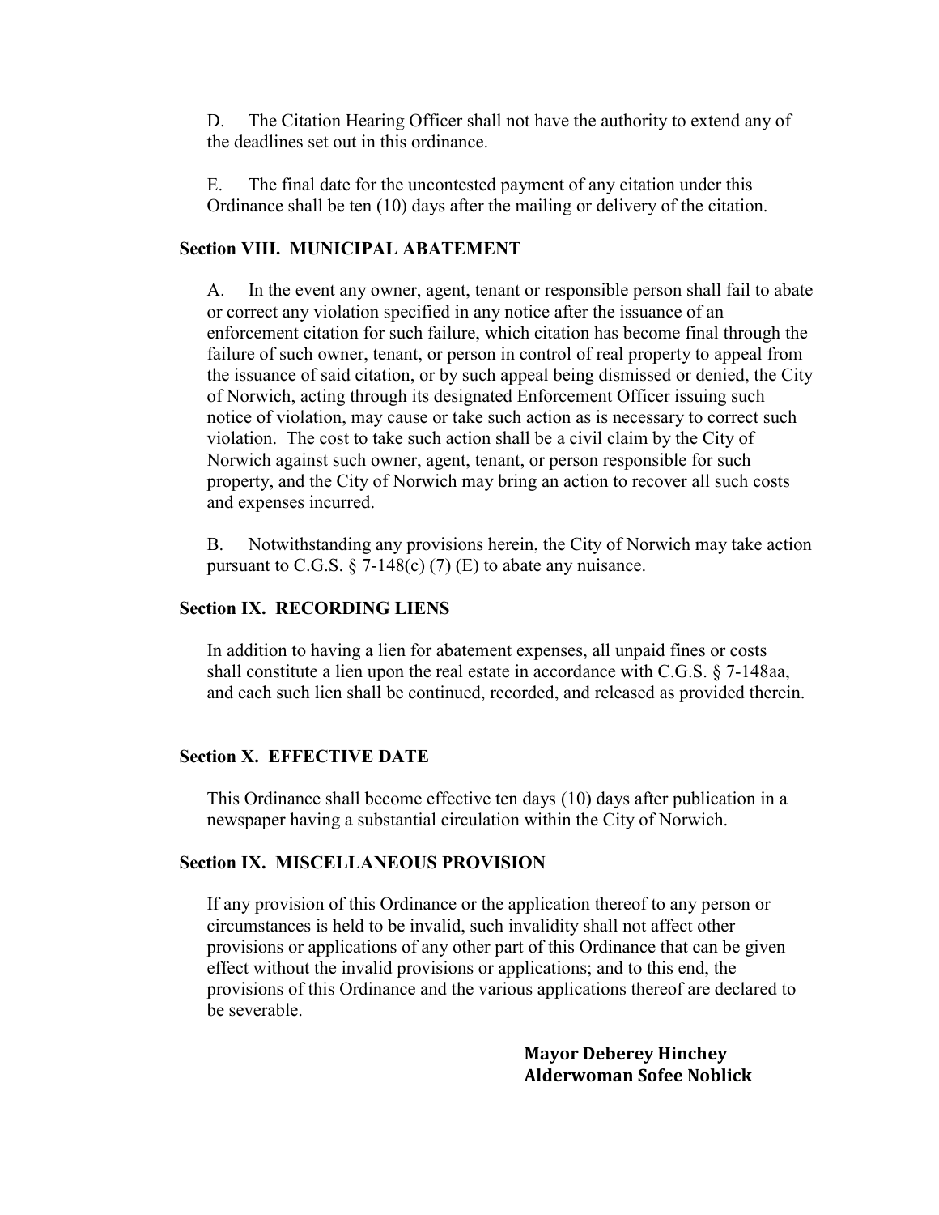D. The Citation Hearing Officer shall not have the authority to extend any of the deadlines set out in this ordinance.

E. The final date for the uncontested payment of any citation under this Ordinance shall be ten (10) days after the mailing or delivery of the citation.

### Section VIII. MUNICIPAL ABATEMENT

A. In the event any owner, agent, tenant or responsible person shall fail to abate or correct any violation specified in any notice after the issuance of an enforcement citation for such failure, which citation has become final through the failure of such owner, tenant, or person in control of real property to appeal from the issuance of said citation, or by such appeal being dismissed or denied, the City of Norwich, acting through its designated Enforcement Officer issuing such notice of violation, may cause or take such action as is necessary to correct such violation. The cost to take such action shall be a civil claim by the City of Norwich against such owner, agent, tenant, or person responsible for such property, and the City of Norwich may bring an action to recover all such costs and expenses incurred.

B. Notwithstanding any provisions herein, the City of Norwich may take action pursuant to C.G.S. § 7-148(c) (7) (E) to abate any nuisance.

### Section IX. RECORDING LIENS

In addition to having a lien for abatement expenses, all unpaid fines or costs shall constitute a lien upon the real estate in accordance with C.G.S. § 7-148aa, and each such lien shall be continued, recorded, and released as provided therein.

### Section X. EFFECTIVE DATE

This Ordinance shall become effective ten days (10) days after publication in a newspaper having a substantial circulation within the City of Norwich.

### Section IX. MISCELLANEOUS PROVISION

If any provision of this Ordinance or the application thereof to any person or circumstances is held to be invalid, such invalidity shall not affect other provisions or applications of any other part of this Ordinance that can be given effect without the invalid provisions or applications; and to this end, the provisions of this Ordinance and the various applications thereof are declared to be severable.

**Mayor Deberey Hinchey**
**Alderwoman Sofee Noblick**